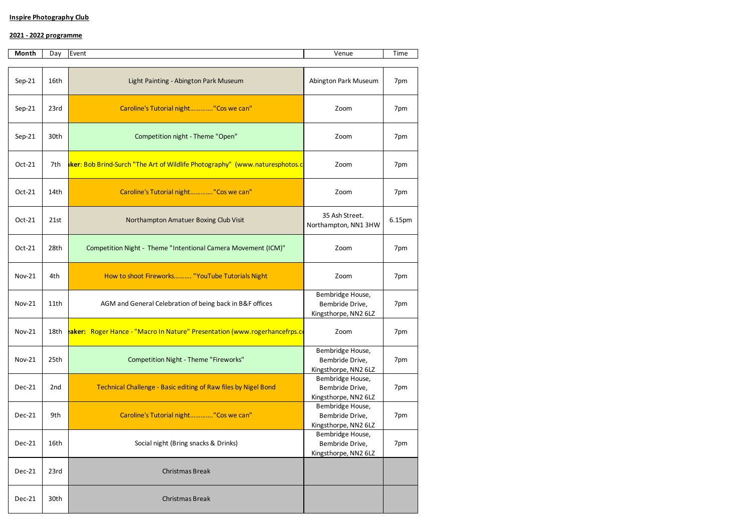**Inspire Photography Club**

**2021 - 2022 programme**

| Month | Day | Event | Venue | Time |
|---|---|---|---|---|
| Sep-21 | 16th | Light Painting - Abington Park Museum | Abington Park Museum | 7pm |
| Sep-21 | 23rd | Caroline's Tutorial night…………."Cos we can" | Zoom | 7pm |
| Sep-21 | 30th | Competition night - Theme "Open" | Zoom | 7pm |
| Oct-21 | 7th | **ker**: Bob Brind-Surch "The Art of Wildlife Photography" (www.naturesphotos.c | Zoom | 7pm |
| Oct-21 | 14th | Caroline's Tutorial night…………."Cos we can" | Zoom | 7pm |
| Oct-21 | 21st | Northampton Amatuer Boxing Club Visit | 35 Ash Street. Northampton, NN1 3HW | 6.15pm |
| Oct-21 | 28th | Competition Night - Theme "Intentional Camera Movement (ICM)" | Zoom | 7pm |
| Nov-21 | 4th | How to shoot Fireworks………. "YouTube Tutorials Night | Zoom | 7pm |
| Nov-21 | 11th | AGM and General Celebration of being back in B&F offices | Bembridge House, Bembridge Drive, Kingsthorpe, NN2 6LZ | 7pm |
| Nov-21 | 18th | **aker:** Roger Hance - "Macro In Nature" Presentation (www.rogerhancefrps.c | Zoom | 7pm |
| Nov-21 | 25th | Competition Night - Theme "Fireworks" | Bembridge House, Bembridge Drive, Kingsthorpe, NN2 6LZ | 7pm |
| Dec-21 | 2nd | Technical Challenge - Basic editing of Raw files by Nigel Bond | Bembridge House, Bembridge Drive, Kingsthorpe, NN2 6LZ | 7pm |
| Dec-21 | 9th | Caroline's Tutorial night…………."Cos we can" | Bembridge House, Bembridge Drive, Kingsthorpe, NN2 6LZ | 7pm |
| Dec-21 | 16th | Social night (Bring snacks & Drinks) | Bembridge House, Bembridge Drive, Kingsthorpe, NN2 6LZ | 7pm |
| Dec-21 | 23rd | Christmas Break | | |
| Dec-21 | 30th | Christmas Break | | |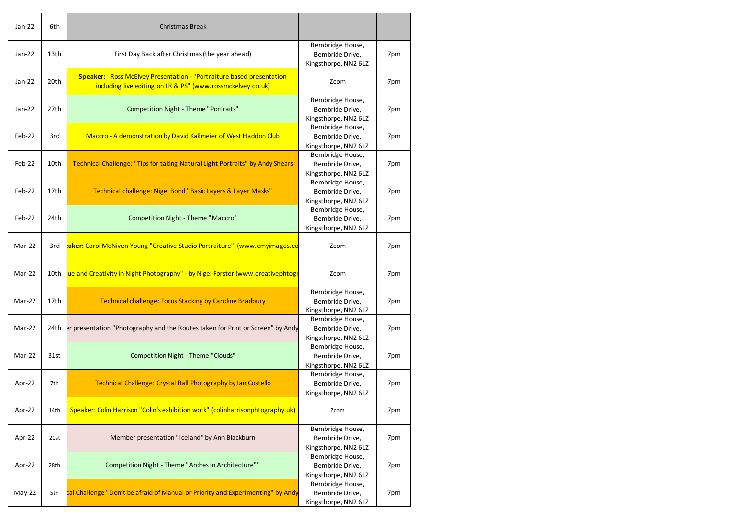| | | | | |
|---|---|---|---|---|
| Jan-22 | 6th | Christmas Break | | |
| Jan-22 | 13th | First Day Back after Christmas (the year ahead) | Bembridge House, Bembridge Drive, Kingsthorpe, NN2 6LZ | 7pm |
| Jan-22 | 20th | **Speaker:** Ross McElvey Presentation - "Portraiture based presentation including live editing on LR & PS" (www.rossmckelvey.co.uk) | Zoom | 7pm |
| Jan-22 | 27th | Competition Night - Theme "Portraits" | Bembridge House, Bembridge Drive, Kingsthorpe, NN2 6LZ | 7pm |
| Feb-22 | 3rd | Maccro - A demonstration by David Kallmeier of West Haddon Club | Bembridge House, Bembridge Drive, Kingsthorpe, NN2 6LZ | 7pm |
| Feb-22 | 10th | Technical Challenge: "Tips for taking Natural Light Portraits" by Andy Shears | Bembridge House, Bembridge Drive, Kingsthorpe, NN2 6LZ | 7pm |
| Feb-22 | 17th | Technical challenge: Nigel Bond "Basic Layers & Layer Masks" | Bembridge House, Bembridge Drive, Kingsthorpe, NN2 6LZ | 7pm |
| Feb-22 | 24th | Competition Night - Theme "Maccro" | Bembridge House, Bembridge Drive, Kingsthorpe, NN2 6LZ | 7pm |
| Mar-22 | 3rd | **aker:** Carol McNiven-Young "Creative Studio Portraiture" (www.cmyimages.co | Zoom | 7pm |
| Mar-22 | 10th | ue and Creativity in Night Photography" - by Nigel Forster (www.creativephtogr | Zoom | 7pm |
| Mar-22 | 17th | Technical challenge: Focus Stacking by Caroline Bradbury | Bembridge House, Bembridge Drive, Kingsthorpe, NN2 6LZ | 7pm |
| Mar-22 | 24th | r presentation "Photography and the Routes taken for Print or Screen" by Andy | Bembridge House, Bembridge Drive, Kingsthorpe, NN2 6LZ | 7pm |
| Mar-22 | 31st | Competition Night - Theme "Clouds" | Bembridge House, Bembridge Drive, Kingsthorpe, NN2 6LZ | 7pm |
| Apr-22 | 7th | Technical Challenge: Crystal Ball Photography by Ian Costello | Bembridge House, Bembridge Drive, Kingsthorpe, NN2 6LZ | 7pm |
| Apr-22 | 14th | Speaker: Colin Harrison "Colin's exhibition work" (colinharrisonphtography.uk) | Zoom | 7pm |
| Apr-22 | 21st | Member presentation "Iceland" by Ann Blackburn | Bembridge House, Bembridge Drive, Kingsthorpe, NN2 6LZ | 7pm |
| Apr-22 | 28th | Competition Night - Theme "Arches in Architecture"" | Bembridge House, Bembridge Drive, Kingsthorpe, NN2 6LZ | 7pm |
| May-22 | 5th | cal Challenge "Don't be afraid of Manual or Priority and Experimenting" by Andy | Bembridge House, Bembridge Drive, Kingsthorpe, NN2 6LZ | 7pm |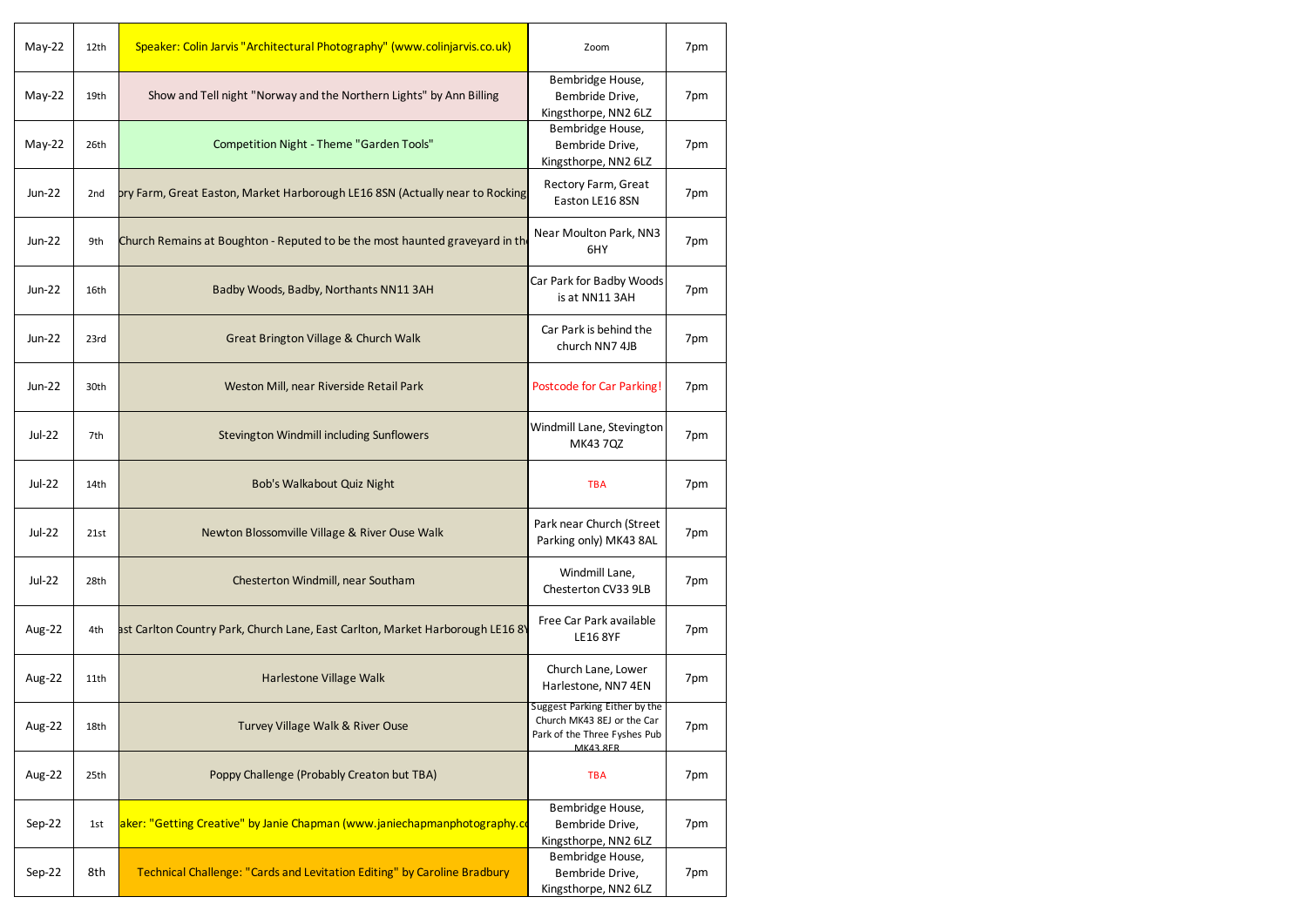| | | | | |
|---|---|---|---|---|
| May-22 | 12th | Speaker: Colin Jarvis "Architectural Photography" (www.colinjarvis.co.uk) | Zoom | 7pm |
| May-22 | 19th | Show and Tell night "Norway and the Northern Lights" by Ann Billing | Bembridge House, Bembride Drive, Kingsthorpe, NN2 6LZ | 7pm |
| May-22 | 26th | Competition Night - Theme "Garden Tools" | Bembridge House, Bembride Drive, Kingsthorpe, NN2 6LZ | 7pm |
| Jun-22 | 2nd | ory Farm, Great Easton, Market Harborough LE16 8SN (Actually near to Rocking | Rectory Farm, Great Easton LE16 8SN | 7pm |
| Jun-22 | 9th | Church Remains at Boughton - Reputed to be the most haunted graveyard in th | Near Moulton Park, NN3 6HY | 7pm |
| Jun-22 | 16th | Badby Woods, Badby, Northants NN11 3AH | Car Park for Badby Woods is at NN11 3AH | 7pm |
| Jun-22 | 23rd | Great Brington Village & Church Walk | Car Park is behind the church NN7 4JB | 7pm |
| Jun-22 | 30th | Weston Mill, near Riverside Retail Park | Postcode for Car Parking! | 7pm |
| Jul-22 | 7th | Stevington Windmill including Sunflowers | Windmill Lane, Stevington MK43 7QZ | 7pm |
| Jul-22 | 14th | Bob's Walkabout Quiz Night | TBA | 7pm |
| Jul-22 | 21st | Newton Blossomville Village & River Ouse Walk | Park near Church (Street Parking only) MK43 8AL | 7pm |
| Jul-22 | 28th | Chesterton Windmill, near Southam | Windmill Lane, Chesterton CV33 9LB | 7pm |
| Aug-22 | 4th | ast Carlton Country Park, Church Lane, East Carlton, Market Harborough LE16 8Y | Free Car Park available LE16 8YF | 7pm |
| Aug-22 | 11th | Harlestone Village Walk | Church Lane, Lower Harlestone, NN7 4EN | 7pm |
| Aug-22 | 18th | Turvey Village Walk & River Ouse | Suggest Parking Either by the Church MK43 8EJ or the Car Park of the Three Fyshes Pub MK43 8ER | 7pm |
| Aug-22 | 25th | Poppy Challenge (Probably Creaton but TBA) | TBA | 7pm |
| Sep-22 | 1st | aker: "Getting Creative" by Janie Chapman (www.janiechapmanphotography.co | Bembridge House, Bembride Drive, Kingsthorpe, NN2 6LZ | 7pm |
| Sep-22 | 8th | Technical Challenge: "Cards and Levitation Editing" by Caroline Bradbury | Bembridge House, Bembride Drive, Kingsthorpe, NN2 6LZ | 7pm |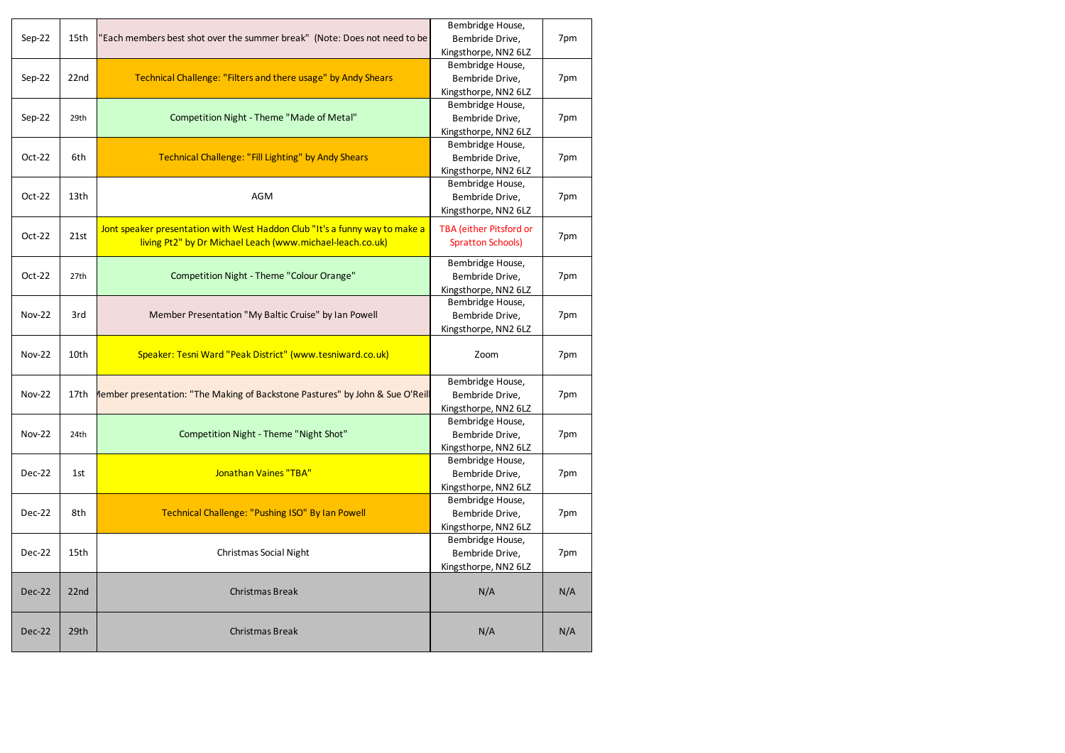| | | | | |
|---|---|---|---|---|
| Sep-22 | 15th | "Each members best shot over the summer break" (Note: Does not need to be | Bembridge House, Bembride Drive, Kingsthorpe, NN2 6LZ | 7pm |
| Sep-22 | 22nd | Technical Challenge: "Filters and there usage" by Andy Shears | Bembridge House, Bembride Drive, Kingsthorpe, NN2 6LZ | 7pm |
| Sep-22 | 29th | Competition Night - Theme "Made of Metal" | Bembridge House, Bembride Drive, Kingsthorpe, NN2 6LZ | 7pm |
| Oct-22 | 6th | Technical Challenge: "Fill Lighting" by Andy Shears | Bembridge House, Bembride Drive, Kingsthorpe, NN2 6LZ | 7pm |
| Oct-22 | 13th | AGM | Bembridge House, Bembride Drive, Kingsthorpe, NN2 6LZ | 7pm |
| Oct-22 | 21st | Jont speaker presentation with West Haddon Club "It's a funny way to make a living Pt2" by Dr Michael Leach (www.michael-leach.co.uk) | TBA (either Pitsford or Spratton Schools) | 7pm |
| Oct-22 | 27th | Competition Night - Theme "Colour Orange" | Bembridge House, Bembride Drive, Kingsthorpe, NN2 6LZ | 7pm |
| Nov-22 | 3rd | Member Presentation "My Baltic Cruise" by Ian Powell | Bembridge House, Bembride Drive, Kingsthorpe, NN2 6LZ | 7pm |
| Nov-22 | 10th | Speaker: Tesni Ward "Peak District" (www.tesniward.co.uk) | Zoom | 7pm |
| Nov-22 | 17th | lember presentation: "The Making of Backstone Pastures" by John & Sue O'Reill | Bembridge House, Bembride Drive, Kingsthorpe, NN2 6LZ | 7pm |
| Nov-22 | 24th | Competition Night - Theme "Night Shot" | Bembridge House, Bembride Drive, Kingsthorpe, NN2 6LZ | 7pm |
| Dec-22 | 1st | Jonathan Vaines "TBA" | Bembridge House, Bembride Drive, Kingsthorpe, NN2 6LZ | 7pm |
| Dec-22 | 8th | Technical Challenge: "Pushing ISO" By Ian Powell | Bembridge House, Bembride Drive, Kingsthorpe, NN2 6LZ | 7pm |
| Dec-22 | 15th | Christmas Social Night | Bembridge House, Bembride Drive, Kingsthorpe, NN2 6LZ | 7pm |
| Dec-22 | 22nd | Christmas Break | N/A | N/A |
| Dec-22 | 29th | Christmas Break | N/A | N/A |